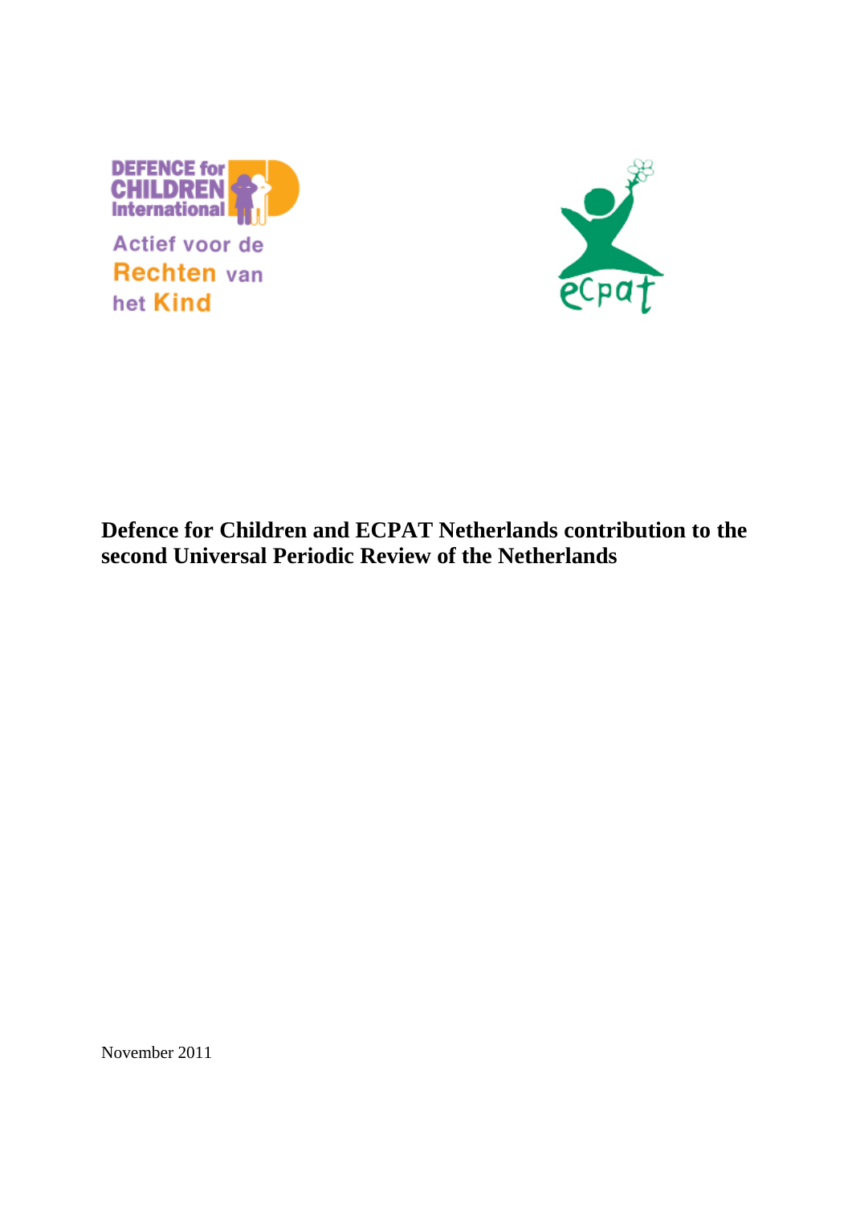DEFENCE for CHILDREN International

Actief voor de Rechten van het Kind

ecpat

**Defence for Children and ECPAT Netherlands contribution to the second Universal Periodic Review of the Netherlands**

November 2011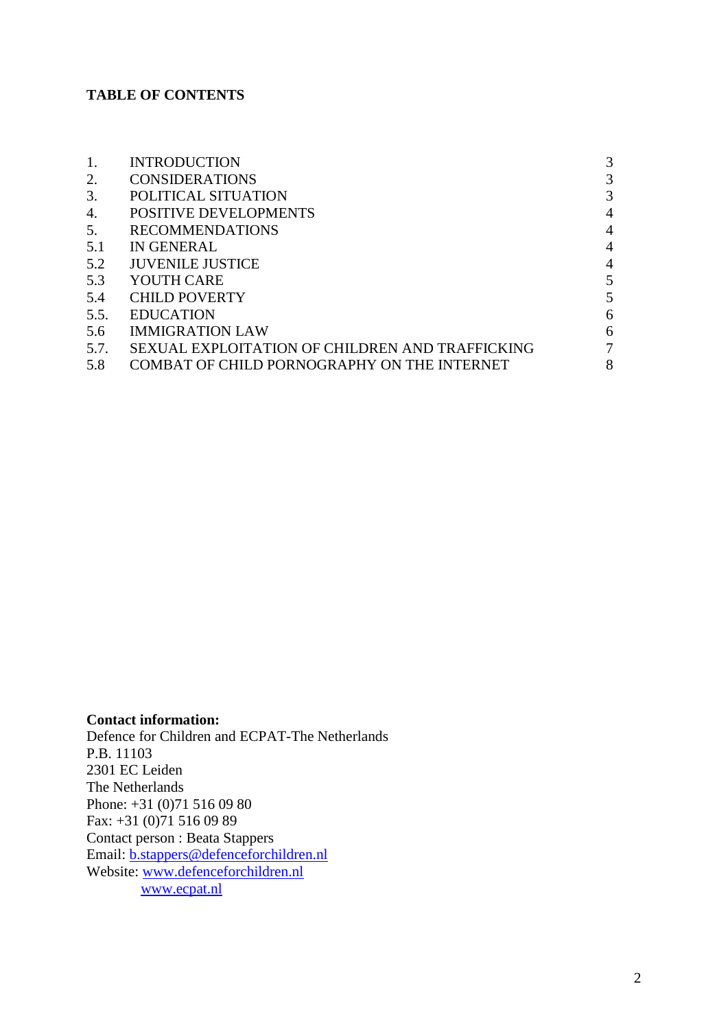**TABLE OF CONTENTS**

| | | |
|---|---|---|
| 1. | INTRODUCTION | 3 |
| 2. | CONSIDERATIONS | 3 |
| 3. | POLITICAL SITUATION | 3 |
| 4. | POSITIVE DEVELOPMENTS | 4 |
| 5. | RECOMMENDATIONS | 4 |
| 5.1 | IN GENERAL | 4 |
| 5.2 | JUVENILE JUSTICE | 4 |
| 5.3 | YOUTH CARE | 5 |
| 5.4 | CHILD POVERTY | 5 |
| 5.5. | EDUCATION | 6 |
| 5.6 | IMMIGRATION LAW | 6 |
| 5.7. | SEXUAL EXPLOITATION OF CHILDREN AND TRAFFICKING | 7 |
| 5.8 | COMBAT OF CHILD PORNOGRAPHY ON THE INTERNET | 8 |

**Contact information:**
Defence for Children and ECPAT-The Netherlands
P.B. 11103
2301 EC Leiden
The Netherlands
Phone: +31 (0)71 516 09 80
Fax: +31 (0)71 516 09 89
Contact person : Beata Stappers
Email: b.stappers@defenceforchildren.nl
Website: www.defenceforchildren.nl
www.ecpat.nl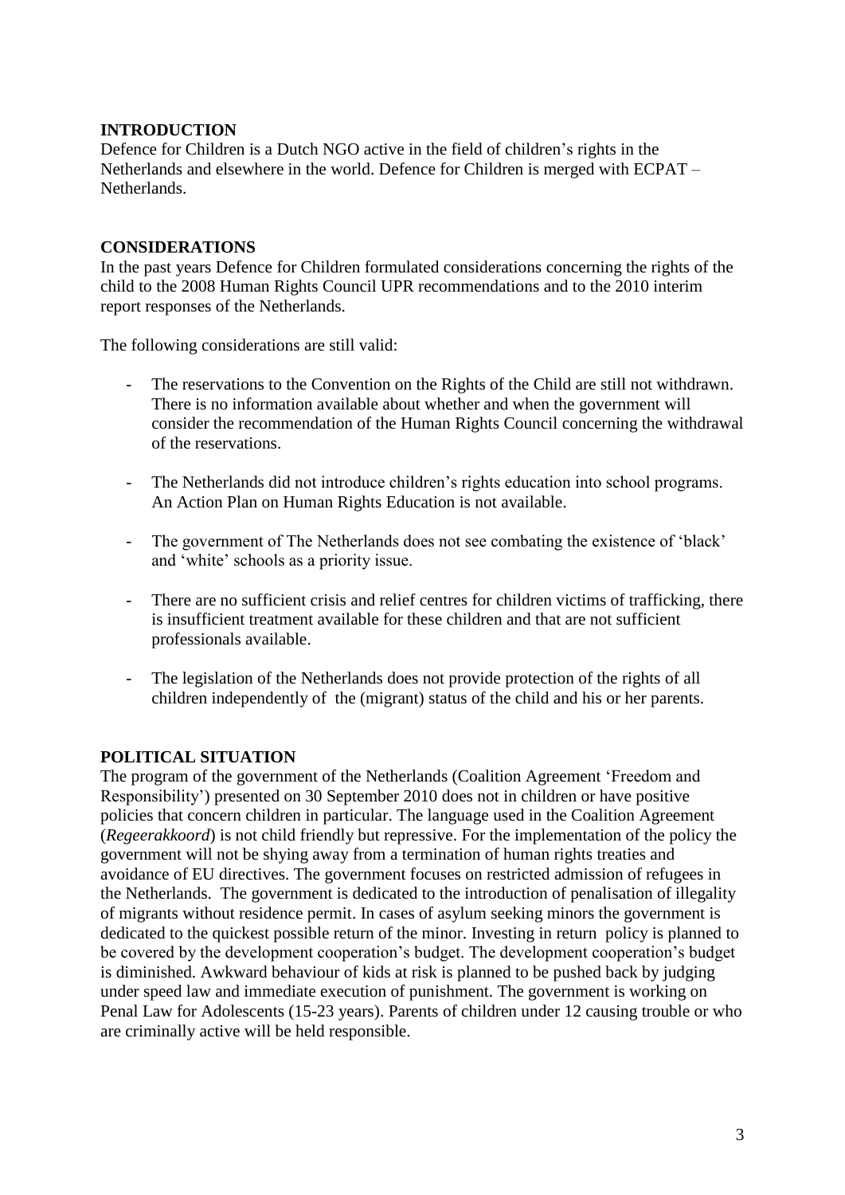## INTRODUCTION

Defence for Children is a Dutch NGO active in the field of children's rights in the Netherlands and elsewhere in the world. Defence for Children is merged with ECPAT – Netherlands.

## CONSIDERATIONS

In the past years Defence for Children formulated considerations concerning the rights of the child to the 2008 Human Rights Council UPR recommendations and to the 2010 interim report responses of the Netherlands.

The following considerations are still valid:

- The reservations to the Convention on the Rights of the Child are still not withdrawn. There is no information available about whether and when the government will consider the recommendation of the Human Rights Council concerning the withdrawal of the reservations.
- The Netherlands did not introduce children's rights education into school programs. An Action Plan on Human Rights Education is not available.
- The government of The Netherlands does not see combating the existence of 'black' and 'white' schools as a priority issue.
- There are no sufficient crisis and relief centres for children victims of trafficking, there is insufficient treatment available for these children and that are not sufficient professionals available.
- The legislation of the Netherlands does not provide protection of the rights of all children independently of the (migrant) status of the child and his or her parents.

## POLITICAL SITUATION

The program of the government of the Netherlands (Coalition Agreement 'Freedom and Responsibility') presented on 30 September 2010 does not in children or have positive policies that concern children in particular. The language used in the Coalition Agreement (*Regeerakkoord*) is not child friendly but repressive. For the implementation of the policy the government will not be shying away from a termination of human rights treaties and avoidance of EU directives. The government focuses on restricted admission of refugees in the Netherlands. The government is dedicated to the introduction of penalisation of illegality of migrants without residence permit. In cases of asylum seeking minors the government is dedicated to the quickest possible return of the minor. Investing in return policy is planned to be covered by the development cooperation's budget. The development cooperation's budget is diminished. Awkward behaviour of kids at risk is planned to be pushed back by judging under speed law and immediate execution of punishment. The government is working on Penal Law for Adolescents (15-23 years). Parents of children under 12 causing trouble or who are criminally active will be held responsible.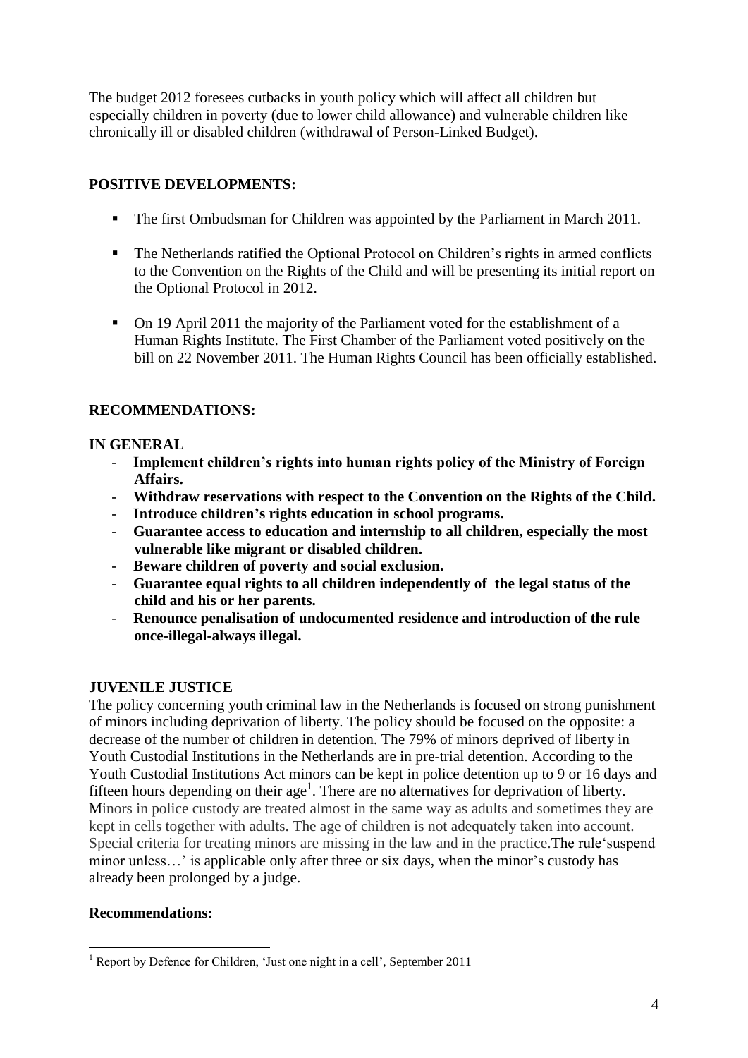The budget 2012 foresees cutbacks in youth policy which will affect all children but especially children in poverty (due to lower child allowance) and vulnerable children like chronically ill or disabled children (withdrawal of Person-Linked Budget).

**POSITIVE DEVELOPMENTS:**

- The first Ombudsman for Children was appointed by the Parliament in March 2011.
- The Netherlands ratified the Optional Protocol on Children's rights in armed conflicts to the Convention on the Rights of the Child and will be presenting its initial report on the Optional Protocol in 2012.
- On 19 April 2011 the majority of the Parliament voted for the establishment of a Human Rights Institute. The First Chamber of the Parliament voted positively on the bill on 22 November 2011. The Human Rights Council has been officially established.

**RECOMMENDATIONS:**

**IN GENERAL**

- **Implement children's rights into human rights policy of the Ministry of Foreign Affairs.**
- **Withdraw reservations with respect to the Convention on the Rights of the Child.**
- **Introduce children's rights education in school programs.**
- **Guarantee access to education and internship to all children, especially the most vulnerable like migrant or disabled children.**
- **Beware children of poverty and social exclusion.**
- **Guarantee equal rights to all children independently of the legal status of the child and his or her parents.**
- **Renounce penalisation of undocumented residence and introduction of the rule once-illegal-always illegal.**

**JUVENILE JUSTICE**

The policy concerning youth criminal law in the Netherlands is focused on strong punishment of minors including deprivation of liberty. The policy should be focused on the opposite: a decrease of the number of children in detention. The 79% of minors deprived of liberty in Youth Custodial Institutions in the Netherlands are in pre-trial detention. According to the Youth Custodial Institutions Act minors can be kept in police detention up to 9 or 16 days and fifteen hours depending on their age[1]. There are no alternatives for deprivation of liberty. Minors in police custody are treated almost in the same way as adults and sometimes they are kept in cells together with adults. The age of children is not adequately taken into account. Special criteria for treating minors are missing in the law and in the practice.The rule'suspend minor unless…' is applicable only after three or six days, when the minor's custody has already been prolonged by a judge.

**Recommendations:**

[1] Report by Defence for Children, 'Just one night in a cell', September 2011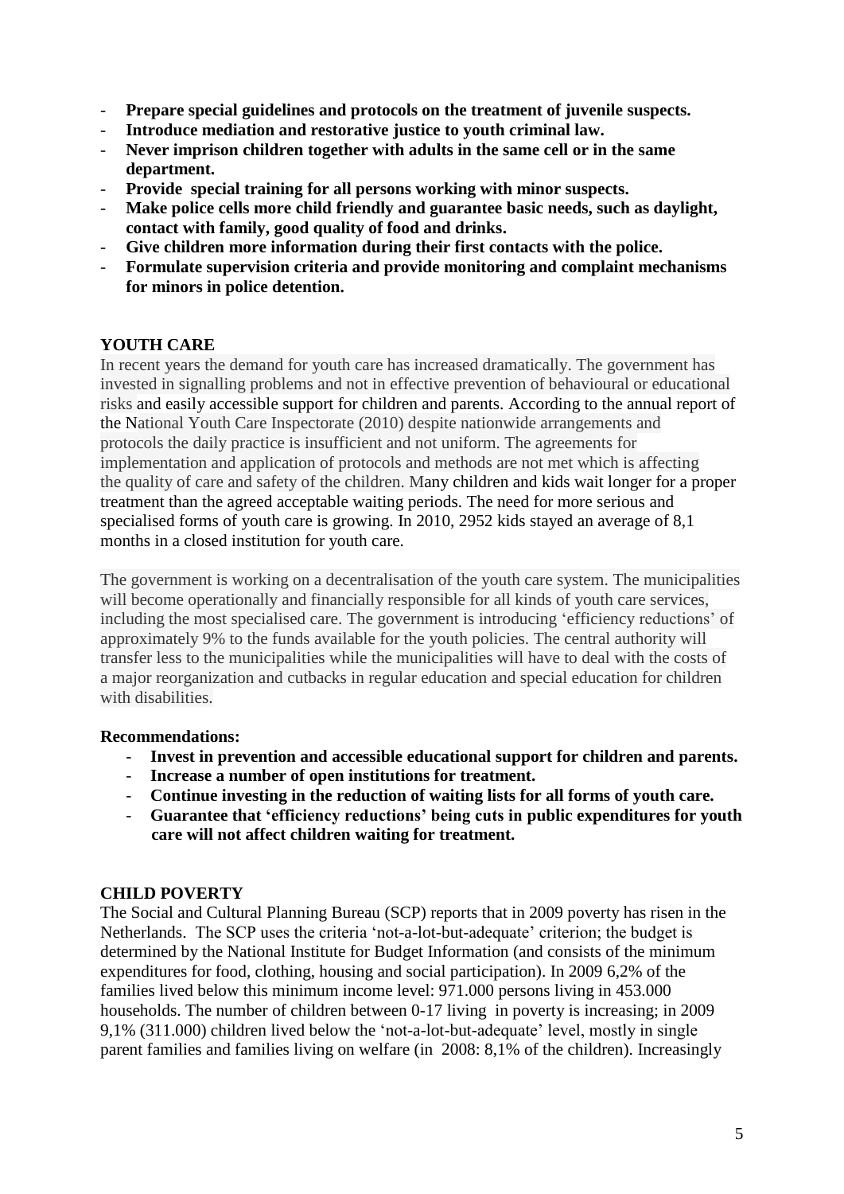- **Prepare special guidelines and protocols on the treatment of juvenile suspects.**
- **Introduce mediation and restorative justice to youth criminal law.**
- **Never imprison children together with adults in the same cell or in the same department.**
- **Provide special training for all persons working with minor suspects.**
- **Make police cells more child friendly and guarantee basic needs, such as daylight, contact with family, good quality of food and drinks.**
- **Give children more information during their first contacts with the police.**
- **Formulate supervision criteria and provide monitoring and complaint mechanisms for minors in police detention.**

## YOUTH CARE

In recent years the demand for youth care has increased dramatically. The government has invested in signalling problems and not in effective prevention of behavioural or educational risks and easily accessible support for children and parents. According to the annual report of the National Youth Care Inspectorate (2010) despite nationwide arrangements and protocols the daily practice is insufficient and not uniform. The agreements for implementation and application of protocols and methods are not met which is affecting the quality of care and safety of the children. Many children and kids wait longer for a proper treatment than the agreed acceptable waiting periods. The need for more serious and specialised forms of youth care is growing. In 2010, 2952 kids stayed an average of 8,1 months in a closed institution for youth care.

The government is working on a decentralisation of the youth care system. The municipalities will become operationally and financially responsible for all kinds of youth care services, including the most specialised care. The government is introducing 'efficiency reductions' of approximately 9% to the funds available for the youth policies. The central authority will transfer less to the municipalities while the municipalities will have to deal with the costs of a major reorganization and cutbacks in regular education and special education for children with disabilities.

**Recommendations:**

- **Invest in prevention and accessible educational support for children and parents.**
- **Increase a number of open institutions for treatment.**
- **Continue investing in the reduction of waiting lists for all forms of youth care.**
- **Guarantee that 'efficiency reductions' being cuts in public expenditures for youth care will not affect children waiting for treatment.**

## CHILD POVERTY

The Social and Cultural Planning Bureau (SCP) reports that in 2009 poverty has risen in the Netherlands. The SCP uses the criteria 'not-a-lot-but-adequate' criterion; the budget is determined by the National Institute for Budget Information (and consists of the minimum expenditures for food, clothing, housing and social participation). In 2009 6,2% of the families lived below this minimum income level: 971.000 persons living in 453.000 households. The number of children between 0-17 living in poverty is increasing; in 2009 9,1% (311.000) children lived below the 'not-a-lot-but-adequate' level, mostly in single parent families and families living on welfare (in 2008: 8,1% of the children). Increasingly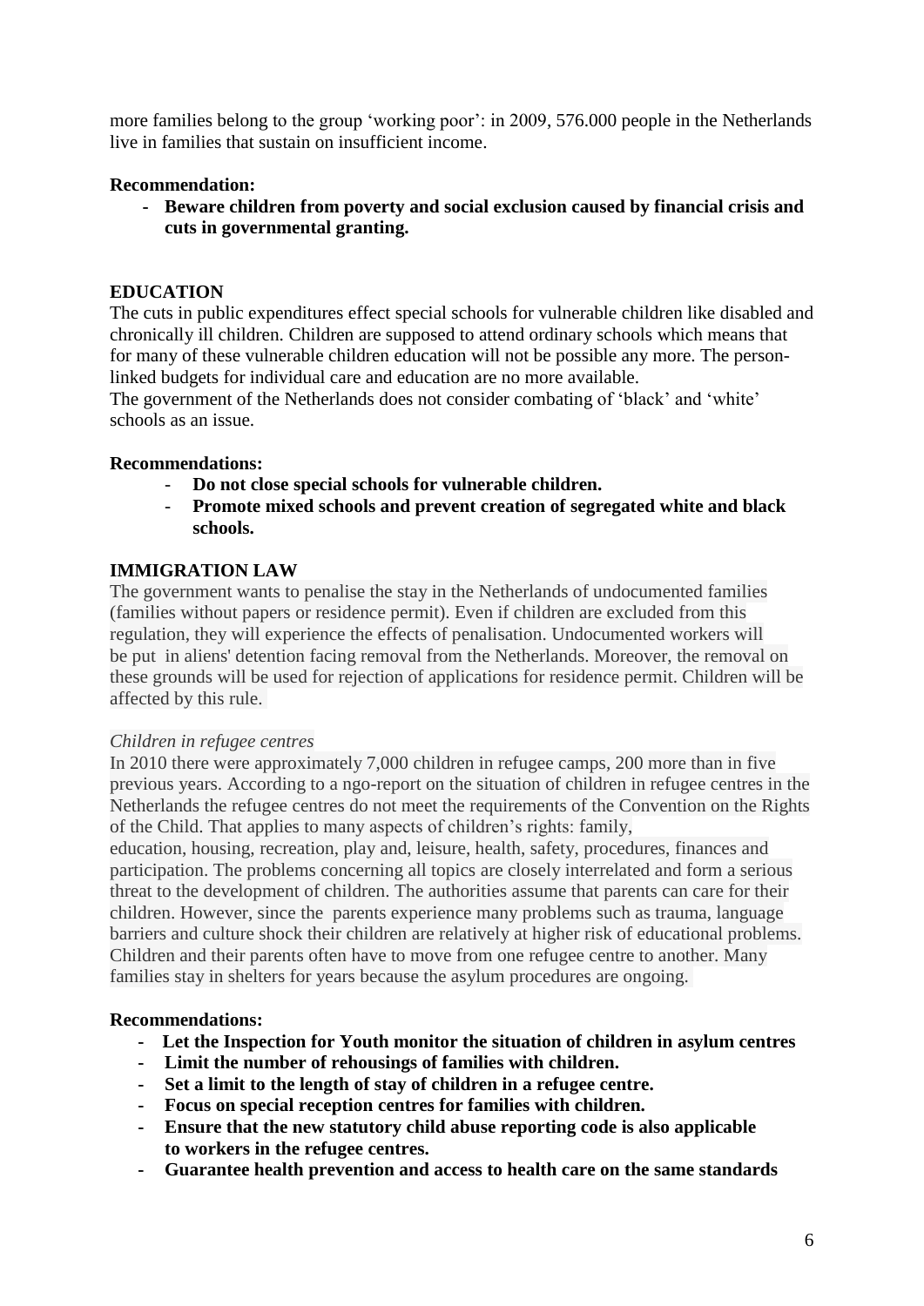more families belong to the group 'working poor': in 2009, 576.000 people in the Netherlands live in families that sustain on insufficient income.

**Recommendation:**

- **Beware children from poverty and social exclusion caused by financial crisis and cuts in governmental granting.**

**EDUCATION**

The cuts in public expenditures effect special schools for vulnerable children like disabled and chronically ill children. Children are supposed to attend ordinary schools which means that for many of these vulnerable children education will not be possible any more. The person-linked budgets for individual care and education are no more available.
The government of the Netherlands does not consider combating of 'black' and 'white' schools as an issue.

**Recommendations:**

- **Do not close special schools for vulnerable children.**
- **Promote mixed schools and prevent creation of segregated white and black schools.**

**IMMIGRATION LAW**

The government wants to penalise the stay in the Netherlands of undocumented families (families without papers or residence permit). Even if children are excluded from this regulation, they will experience the effects of penalisation. Undocumented workers will be put in aliens' detention facing removal from the Netherlands. Moreover, the removal on these grounds will be used for rejection of applications for residence permit. Children will be affected by this rule.

*Children in refugee centres*

In 2010 there were approximately 7,000 children in refugee camps, 200 more than in five previous years. According to a ngo-report on the situation of children in refugee centres in the Netherlands the refugee centres do not meet the requirements of the Convention on the Rights of the Child. That applies to many aspects of children's rights: family, education, housing, recreation, play and, leisure, health, safety, procedures, finances and participation. The problems concerning all topics are closely interrelated and form a serious threat to the development of children. The authorities assume that parents can care for their children. However, since the parents experience many problems such as trauma, language barriers and culture shock their children are relatively at higher risk of educational problems. Children and their parents often have to move from one refugee centre to another. Many families stay in shelters for years because the asylum procedures are ongoing.

**Recommendations:**

- **Let the Inspection for Youth monitor the situation of children in asylum centres**
- **Limit the number of rehousings of families with children.**
- **Set a limit to the length of stay of children in a refugee centre.**
- **Focus on special reception centres for families with children.**
- **Ensure that the new statutory child abuse reporting code is also applicable to workers in the refugee centres.**
- **Guarantee health prevention and access to health care on the same standards**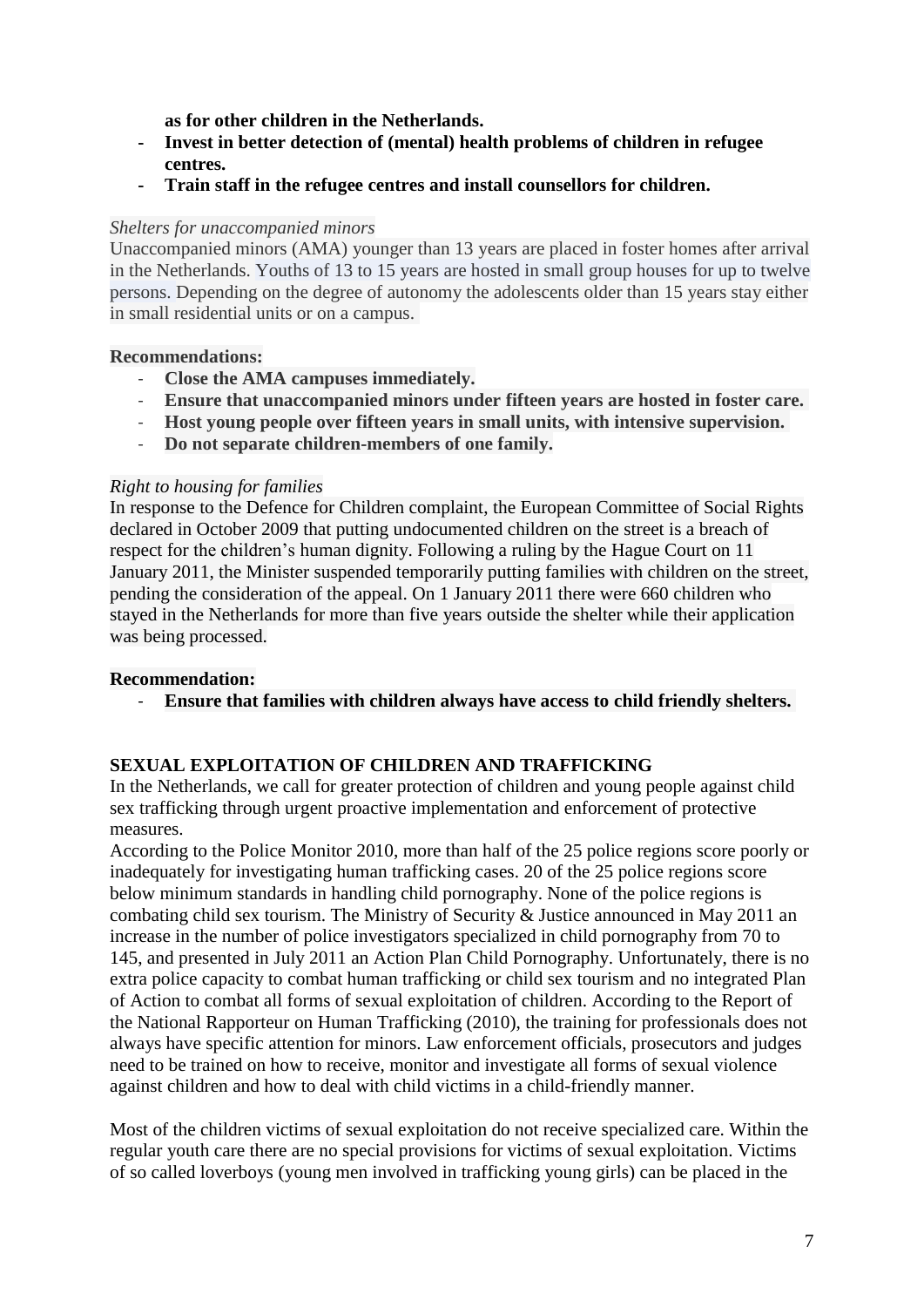**as for other children in the Netherlands.**

- **Invest in better detection of (mental) health problems of children in refugee centres.**
- **Train staff in the refugee centres and install counsellors for children.**

*Shelters for unaccompanied minors*

Unaccompanied minors (AMA) younger than 13 years are placed in foster homes after arrival in the Netherlands. Youths of 13 to 15 years are hosted in small group houses for up to twelve persons. Depending on the degree of autonomy the adolescents older than 15 years stay either in small residential units or on a campus.

**Recommendations:**

- **Close the AMA campuses immediately.**
- **Ensure that unaccompanied minors under fifteen years are hosted in foster care.**
- **Host young people over fifteen years in small units, with intensive supervision.**
- **Do not separate children-members of one family.**

*Right to housing for families*

In response to the Defence for Children complaint, the European Committee of Social Rights declared in October 2009 that putting undocumented children on the street is a breach of respect for the children's human dignity. Following a ruling by the Hague Court on 11 January 2011, the Minister suspended temporarily putting families with children on the street, pending the consideration of the appeal. On 1 January 2011 there were 660 children who stayed in the Netherlands for more than five years outside the shelter while their application was being processed.

**Recommendation:**

- **Ensure that families with children always have access to child friendly shelters.**

## SEXUAL EXPLOITATION OF CHILDREN AND TRAFFICKING

In the Netherlands, we call for greater protection of children and young people against child sex trafficking through urgent proactive implementation and enforcement of protective measures.

According to the Police Monitor 2010, more than half of the 25 police regions score poorly or inadequately for investigating human trafficking cases. 20 of the 25 police regions score below minimum standards in handling child pornography. None of the police regions is combating child sex tourism. The Ministry of Security & Justice announced in May 2011 an increase in the number of police investigators specialized in child pornography from 70 to 145, and presented in July 2011 an Action Plan Child Pornography. Unfortunately, there is no extra police capacity to combat human trafficking or child sex tourism and no integrated Plan of Action to combat all forms of sexual exploitation of children. According to the Report of the National Rapporteur on Human Trafficking (2010), the training for professionals does not always have specific attention for minors. Law enforcement officials, prosecutors and judges need to be trained on how to receive, monitor and investigate all forms of sexual violence against children and how to deal with child victims in a child-friendly manner.

Most of the children victims of sexual exploitation do not receive specialized care. Within the regular youth care there are no special provisions for victims of sexual exploitation. Victims of so called loverboys (young men involved in trafficking young girls) can be placed in the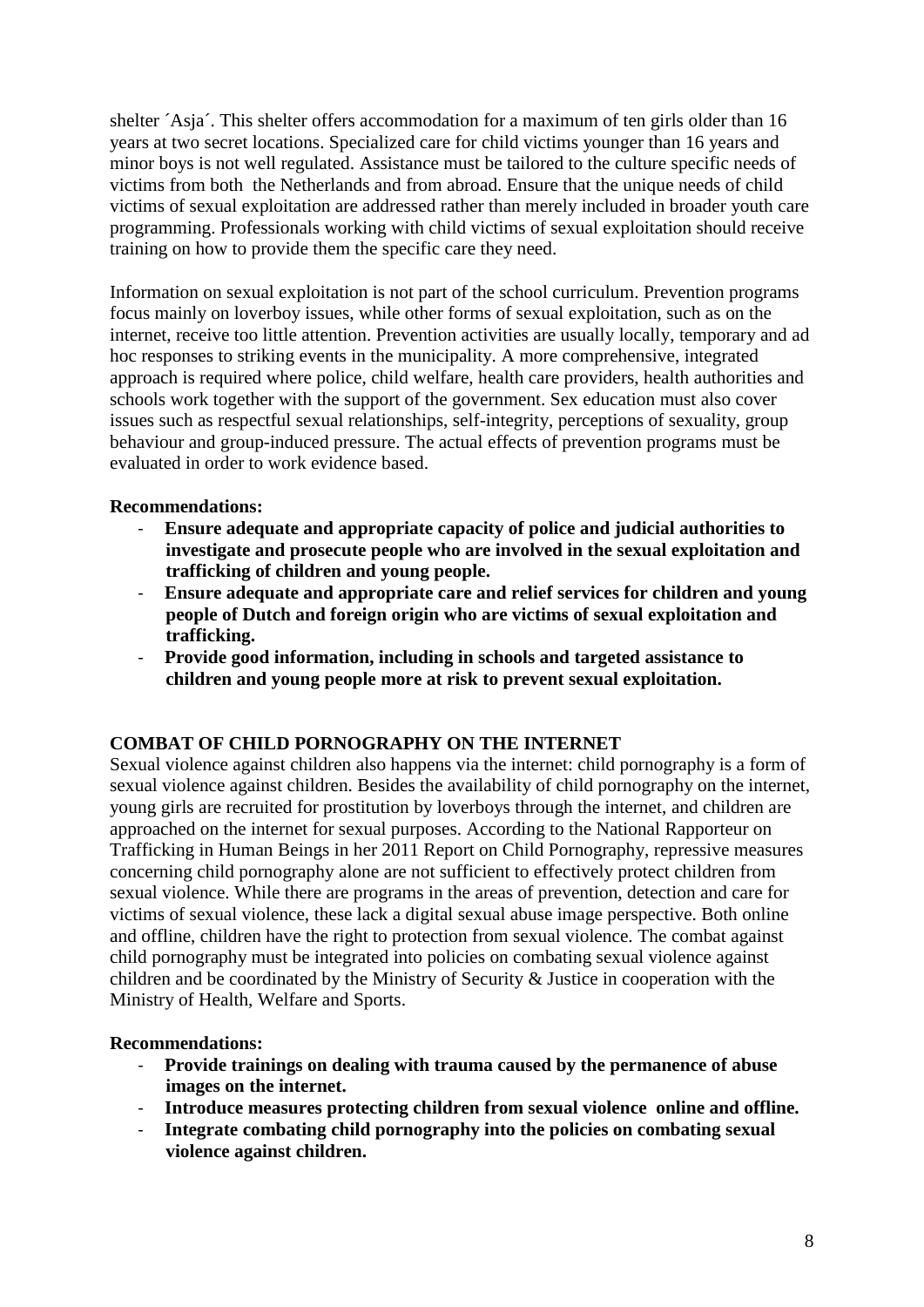shelter ´Asja´. This shelter offers accommodation for a maximum of ten girls older than 16 years at two secret locations. Specialized care for child victims younger than 16 years and minor boys is not well regulated. Assistance must be tailored to the culture specific needs of victims from both the Netherlands and from abroad. Ensure that the unique needs of child victims of sexual exploitation are addressed rather than merely included in broader youth care programming. Professionals working with child victims of sexual exploitation should receive training on how to provide them the specific care they need.

Information on sexual exploitation is not part of the school curriculum. Prevention programs focus mainly on loverboy issues, while other forms of sexual exploitation, such as on the internet, receive too little attention. Prevention activities are usually locally, temporary and ad hoc responses to striking events in the municipality. A more comprehensive, integrated approach is required where police, child welfare, health care providers, health authorities and schools work together with the support of the government. Sex education must also cover issues such as respectful sexual relationships, self-integrity, perceptions of sexuality, group behaviour and group-induced pressure. The actual effects of prevention programs must be evaluated in order to work evidence based.

**Recommendations:**

- **Ensure adequate and appropriate capacity of police and judicial authorities to investigate and prosecute people who are involved in the sexual exploitation and trafficking of children and young people.**
- **Ensure adequate and appropriate care and relief services for children and young people of Dutch and foreign origin who are victims of sexual exploitation and trafficking.**
- **Provide good information, including in schools and targeted assistance to children and young people more at risk to prevent sexual exploitation.**

## COMBAT OF CHILD PORNOGRAPHY ON THE INTERNET

Sexual violence against children also happens via the internet: child pornography is a form of sexual violence against children. Besides the availability of child pornography on the internet, young girls are recruited for prostitution by loverboys through the internet, and children are approached on the internet for sexual purposes. According to the National Rapporteur on Trafficking in Human Beings in her 2011 Report on Child Pornography, repressive measures concerning child pornography alone are not sufficient to effectively protect children from sexual violence. While there are programs in the areas of prevention, detection and care for victims of sexual violence, these lack a digital sexual abuse image perspective. Both online and offline, children have the right to protection from sexual violence. The combat against child pornography must be integrated into policies on combating sexual violence against children and be coordinated by the Ministry of Security & Justice in cooperation with the Ministry of Health, Welfare and Sports.

**Recommendations:**

- **Provide trainings on dealing with trauma caused by the permanence of abuse images on the internet.**
- **Introduce measures protecting children from sexual violence online and offline.**
- **Integrate combating child pornography into the policies on combating sexual violence against children.**